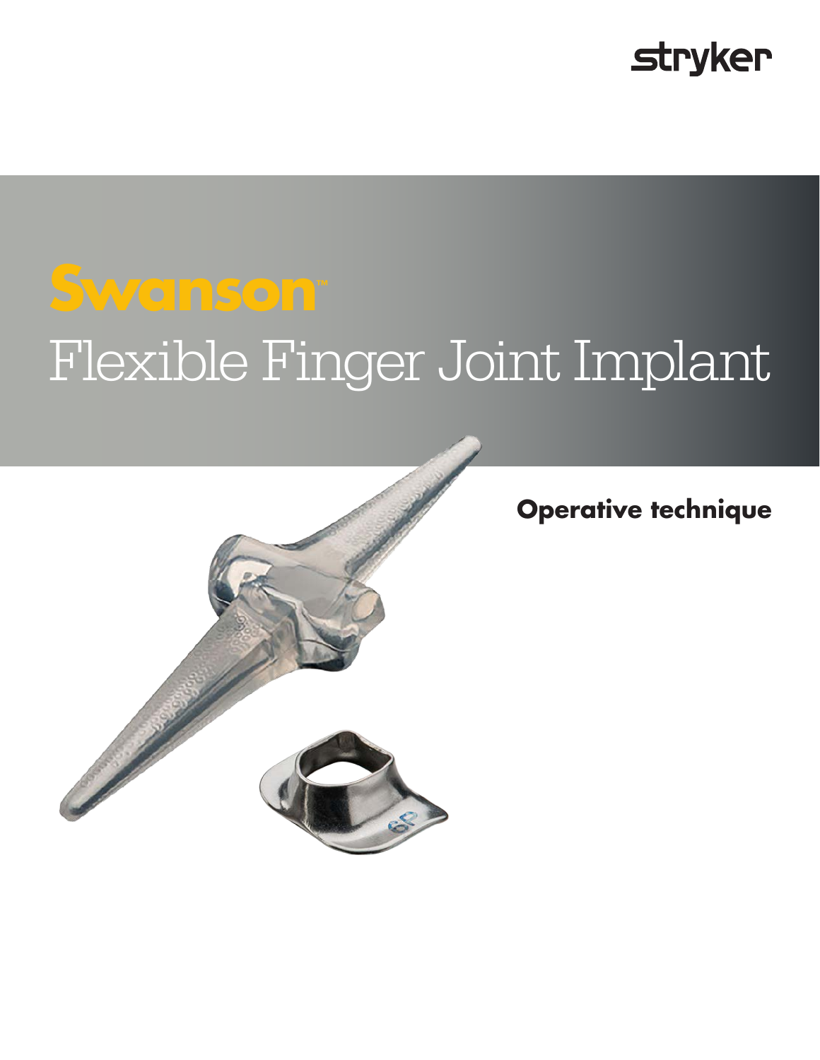stryker

# Swanson™ Flexible Finger Joint Implant

**Operative technique**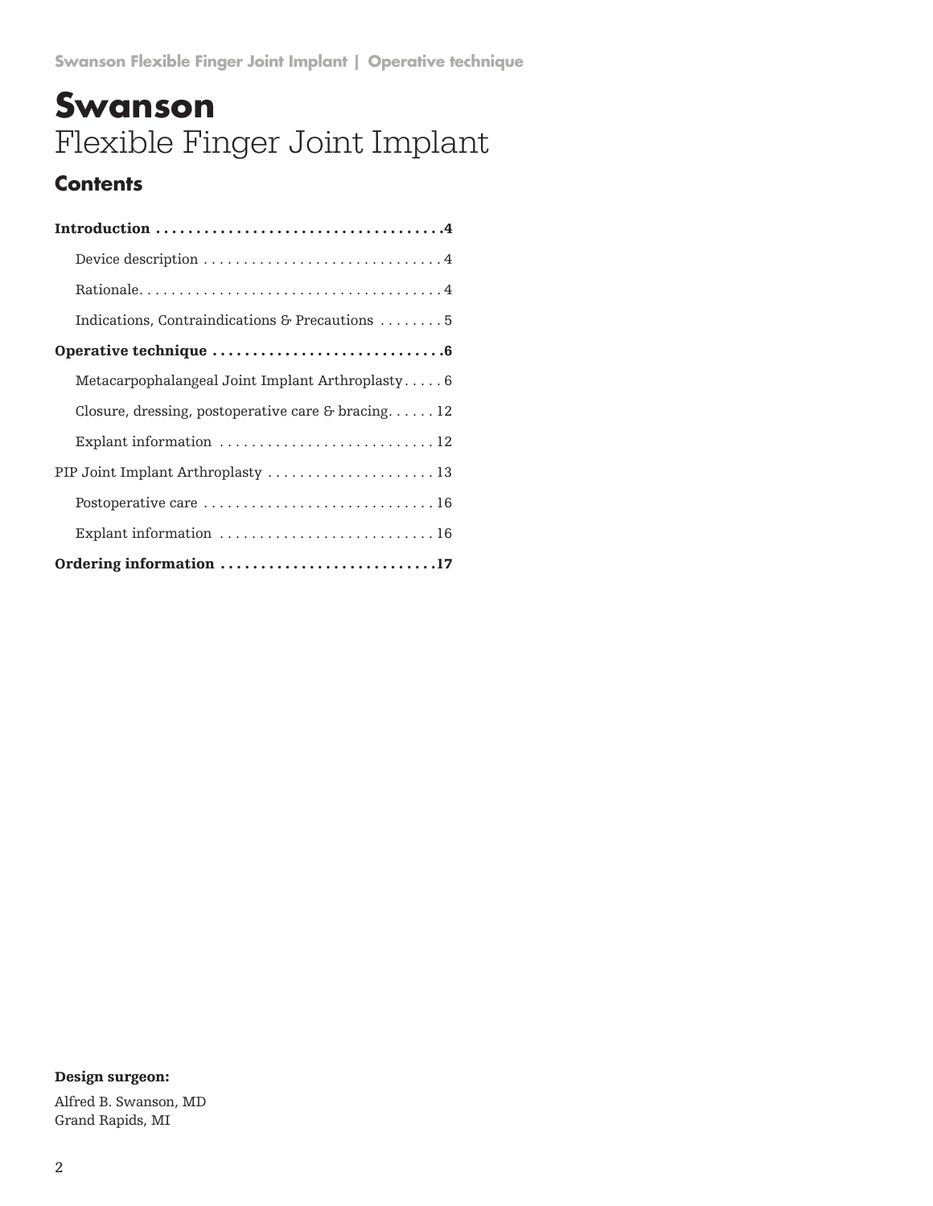# Swanson

## Flexible Finger Joint Implant

### Contents

**Introduction** .................................... **4**

- Device description .............................. 4
- Rationale....................................... 4
- Indications, Contraindications & Precautions ........ 5

**Operative technique** ............................ **6**

- Metacarpophalangeal Joint Implant Arthroplasty..... 6
- Closure, dressing, postoperative care & bracing...... 12
- Explant information ........................... 12

PIP Joint Implant Arthroplasty ..................... 13

- Postoperative care ............................. 16
- Explant information ........................... 16

**Ordering information** ........................... **17**

**Design surgeon:**

Alfred B. Swanson, MD
Grand Rapids, MI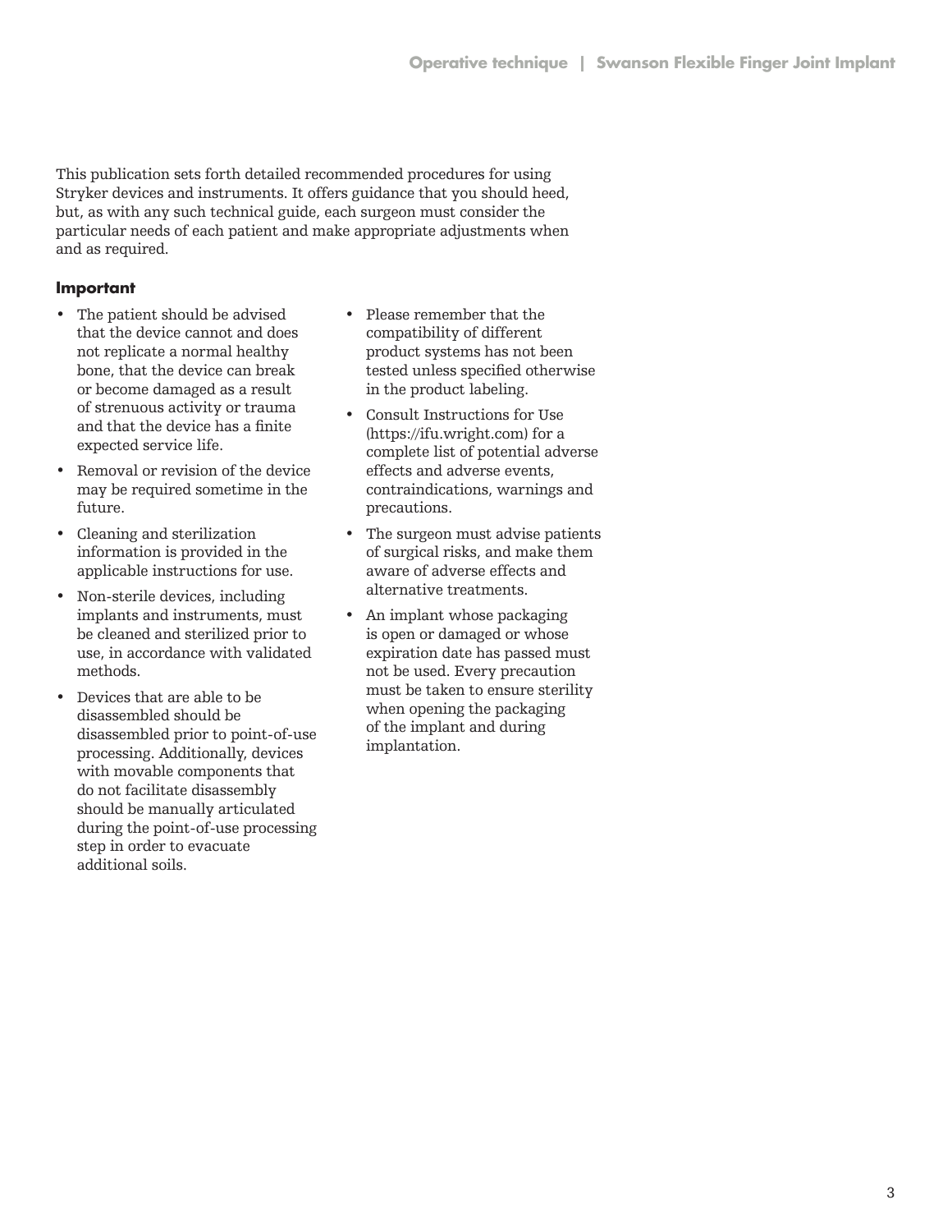This publication sets forth detailed recommended procedures for using Stryker devices and instruments. It offers guidance that you should heed, but, as with any such technical guide, each surgeon must consider the particular needs of each patient and make appropriate adjustments when and as required.

**Important**

- The patient should be advised that the device cannot and does not replicate a normal healthy bone, that the device can break or become damaged as a result of strenuous activity or trauma and that the device has a finite expected service life.
- Removal or revision of the device may be required sometime in the future.
- Cleaning and sterilization information is provided in the applicable instructions for use.
- Non-sterile devices, including implants and instruments, must be cleaned and sterilized prior to use, in accordance with validated methods.
- Devices that are able to be disassembled should be disassembled prior to point-of-use processing. Additionally, devices with movable components that do not facilitate disassembly should be manually articulated during the point-of-use processing step in order to evacuate additional soils.
- Please remember that the compatibility of different product systems has not been tested unless specified otherwise in the product labeling.
- Consult Instructions for Use (https://ifu.wright.com) for a complete list of potential adverse effects and adverse events, contraindications, warnings and precautions.
- The surgeon must advise patients of surgical risks, and make them aware of adverse effects and alternative treatments.
- An implant whose packaging is open or damaged or whose expiration date has passed must not be used. Every precaution must be taken to ensure sterility when opening the packaging of the implant and during implantation.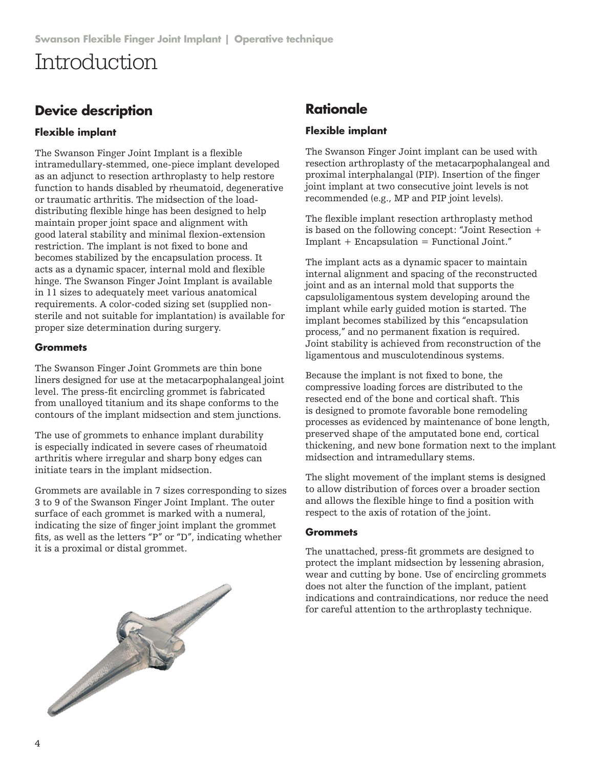# Introduction

## Device description

### Flexible implant

The Swanson Finger Joint Implant is a flexible intramedullary-stemmed, one-piece implant developed as an adjunct to resection arthroplasty to help restore function to hands disabled by rheumatoid, degenerative or traumatic arthritis. The midsection of the load-distributing flexible hinge has been designed to help maintain proper joint space and alignment with good lateral stability and minimal flexion-extension restriction. The implant is not fixed to bone and becomes stabilized by the encapsulation process. It acts as a dynamic spacer, internal mold and flexible hinge. The Swanson Finger Joint Implant is available in 11 sizes to adequately meet various anatomical requirements. A color-coded sizing set (supplied non-sterile and not suitable for implantation) is available for proper size determination during surgery.

### Grommets

The Swanson Finger Joint Grommets are thin bone liners designed for use at the metacarpophalangeal joint level. The press-fit encircling grommet is fabricated from unalloyed titanium and its shape conforms to the contours of the implant midsection and stem junctions.

The use of grommets to enhance implant durability is especially indicated in severe cases of rheumatoid arthritis where irregular and sharp bony edges can initiate tears in the implant midsection.

Grommets are available in 7 sizes corresponding to sizes 3 to 9 of the Swanson Finger Joint Implant. The outer surface of each grommet is marked with a numeral, indicating the size of finger joint implant the grommet fits, as well as the letters "P" or "D", indicating whether it is a proximal or distal grommet.

## Rationale

### Flexible implant

The Swanson Finger Joint implant can be used with resection arthroplasty of the metacarpophalangeal and proximal interphalangal (PIP). Insertion of the finger joint implant at two consecutive joint levels is not recommended (e.g., MP and PIP joint levels).

The flexible implant resection arthroplasty method is based on the following concept: "Joint Resection + Implant + Encapsulation = Functional Joint."

The implant acts as a dynamic spacer to maintain internal alignment and spacing of the reconstructed joint and as an internal mold that supports the capsuloligamentous system developing around the implant while early guided motion is started. The implant becomes stabilized by this "encapsulation process," and no permanent fixation is required. Joint stability is achieved from reconstruction of the ligamentous and musculotendinous systems.

Because the implant is not fixed to bone, the compressive loading forces are distributed to the resected end of the bone and cortical shaft. This is designed to promote favorable bone remodeling processes as evidenced by maintenance of bone length, preserved shape of the amputated bone end, cortical thickening, and new bone formation next to the implant midsection and intramedullary stems.

The slight movement of the implant stems is designed to allow distribution of forces over a broader section and allows the flexible hinge to find a position with respect to the axis of rotation of the joint.

### Grommets

The unattached, press-fit grommets are designed to protect the implant midsection by lessening abrasion, wear and cutting by bone. Use of encircling grommets does not alter the function of the implant, patient indications and contraindications, nor reduce the need for careful attention to the arthroplasty technique.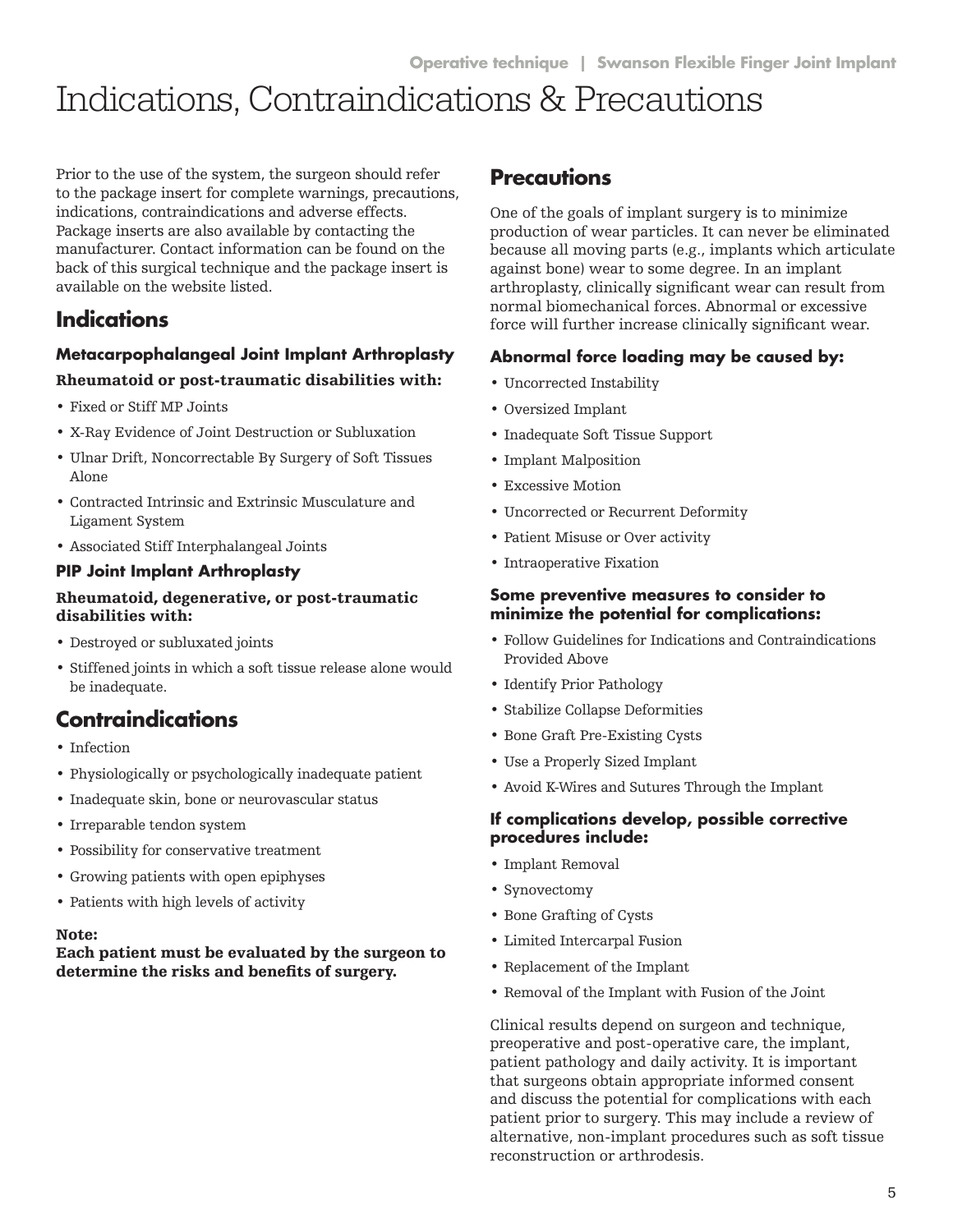# Indications, Contraindications & Precautions

Prior to the use of the system, the surgeon should refer to the package insert for complete warnings, precautions, indications, contraindications and adverse effects. Package inserts are also available by contacting the manufacturer. Contact information can be found on the back of this surgical technique and the package insert is available on the website listed.

## Indications

### Metacarpophalangeal Joint Implant Arthroplasty

**Rheumatoid or post-traumatic disabilities with:**

- Fixed or Stiff MP Joints
- X-Ray Evidence of Joint Destruction or Subluxation
- Ulnar Drift, Noncorrectable By Surgery of Soft Tissues Alone
- Contracted Intrinsic and Extrinsic Musculature and Ligament System
- Associated Stiff Interphalangeal Joints

### PIP Joint Implant Arthroplasty

**Rheumatoid, degenerative, or post-traumatic disabilities with:**

- Destroyed or subluxated joints
- Stiffened joints in which a soft tissue release alone would be inadequate.

## Contraindications

- Infection
- Physiologically or psychologically inadequate patient
- Inadequate skin, bone or neurovascular status
- Irreparable tendon system
- Possibility for conservative treatment
- Growing patients with open epiphyses
- Patients with high levels of activity

**Note:**
**Each patient must be evaluated by the surgeon to determine the risks and benefits of surgery.**

## Precautions

One of the goals of implant surgery is to minimize production of wear particles. It can never be eliminated because all moving parts (e.g., implants which articulate against bone) wear to some degree. In an implant arthroplasty, clinically significant wear can result from normal biomechanical forces. Abnormal or excessive force will further increase clinically significant wear.

### Abnormal force loading may be caused by:

- Uncorrected Instability
- Oversized Implant
- Inadequate Soft Tissue Support
- Implant Malposition
- Excessive Motion
- Uncorrected or Recurrent Deformity
- Patient Misuse or Over activity
- Intraoperative Fixation

### Some preventive measures to consider to minimize the potential for complications:

- Follow Guidelines for Indications and Contraindications Provided Above
- Identify Prior Pathology
- Stabilize Collapse Deformities
- Bone Graft Pre-Existing Cysts
- Use a Properly Sized Implant
- Avoid K-Wires and Sutures Through the Implant

### If complications develop, possible corrective procedures include:

- Implant Removal
- Synovectomy
- Bone Grafting of Cysts
- Limited Intercarpal Fusion
- Replacement of the Implant
- Removal of the Implant with Fusion of the Joint

Clinical results depend on surgeon and technique, preoperative and post-operative care, the implant, patient pathology and daily activity. It is important that surgeons obtain appropriate informed consent and discuss the potential for complications with each patient prior to surgery. This may include a review of alternative, non-implant procedures such as soft tissue reconstruction or arthrodesis.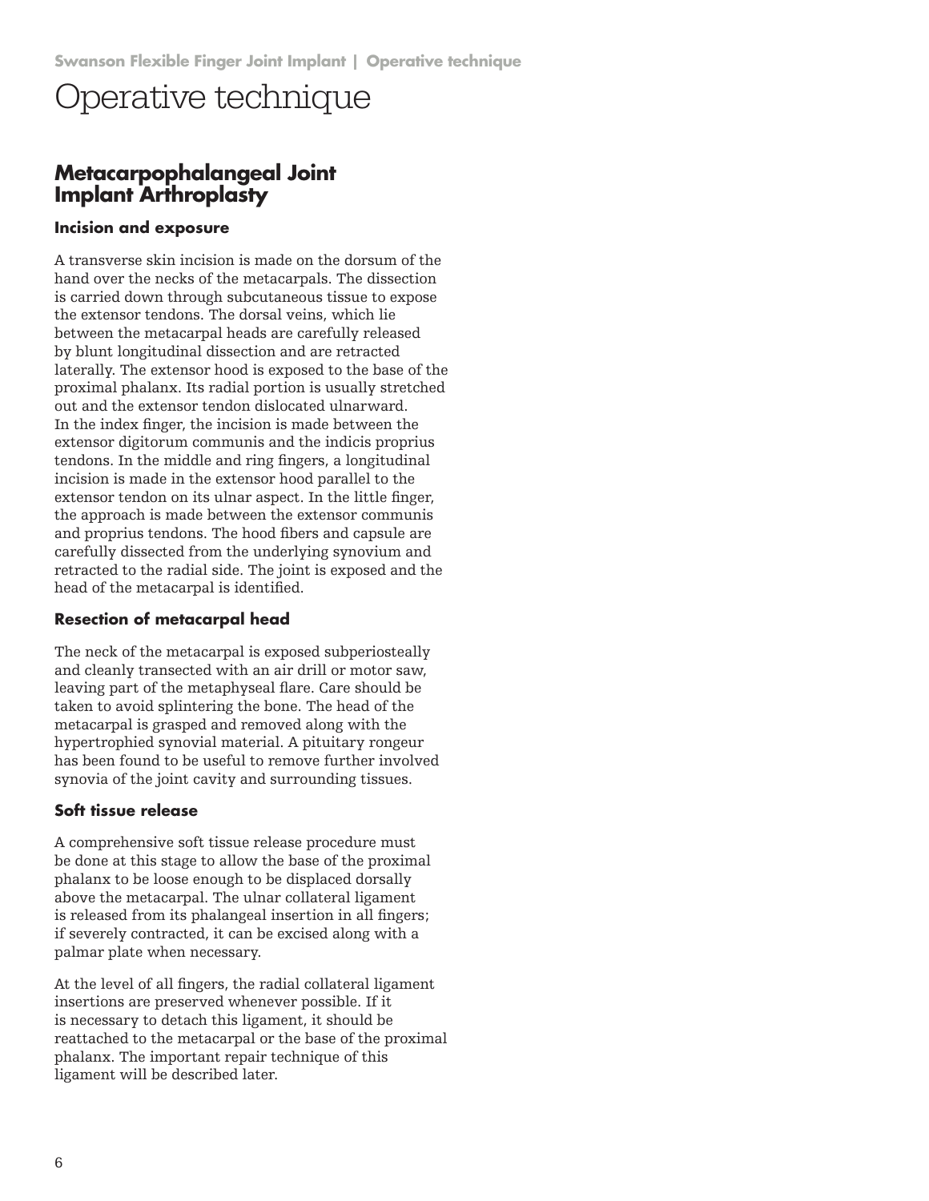# Operative technique

## Metacarpophalangeal Joint Implant Arthroplasty

### Incision and exposure

A transverse skin incision is made on the dorsum of the hand over the necks of the metacarpals. The dissection is carried down through subcutaneous tissue to expose the extensor tendons. The dorsal veins, which lie between the metacarpal heads are carefully released by blunt longitudinal dissection and are retracted laterally. The extensor hood is exposed to the base of the proximal phalanx. Its radial portion is usually stretched out and the extensor tendon dislocated ulnarward. In the index finger, the incision is made between the extensor digitorum communis and the indicis proprius tendons. In the middle and ring fingers, a longitudinal incision is made in the extensor hood parallel to the extensor tendon on its ulnar aspect. In the little finger, the approach is made between the extensor communis and proprius tendons. The hood fibers and capsule are carefully dissected from the underlying synovium and retracted to the radial side. The joint is exposed and the head of the metacarpal is identified.

### Resection of metacarpal head

The neck of the metacarpal is exposed subperiosteally and cleanly transected with an air drill or motor saw, leaving part of the metaphyseal flare. Care should be taken to avoid splintering the bone. The head of the metacarpal is grasped and removed along with the hypertrophied synovial material. A pituitary rongeur has been found to be useful to remove further involved synovia of the joint cavity and surrounding tissues.

### Soft tissue release

A comprehensive soft tissue release procedure must be done at this stage to allow the base of the proximal phalanx to be loose enough to be displaced dorsally above the metacarpal. The ulnar collateral ligament is released from its phalangeal insertion in all fingers; if severely contracted, it can be excised along with a palmar plate when necessary.

At the level of all fingers, the radial collateral ligament insertions are preserved whenever possible. If it is necessary to detach this ligament, it should be reattached to the metacarpal or the base of the proximal phalanx. The important repair technique of this ligament will be described later.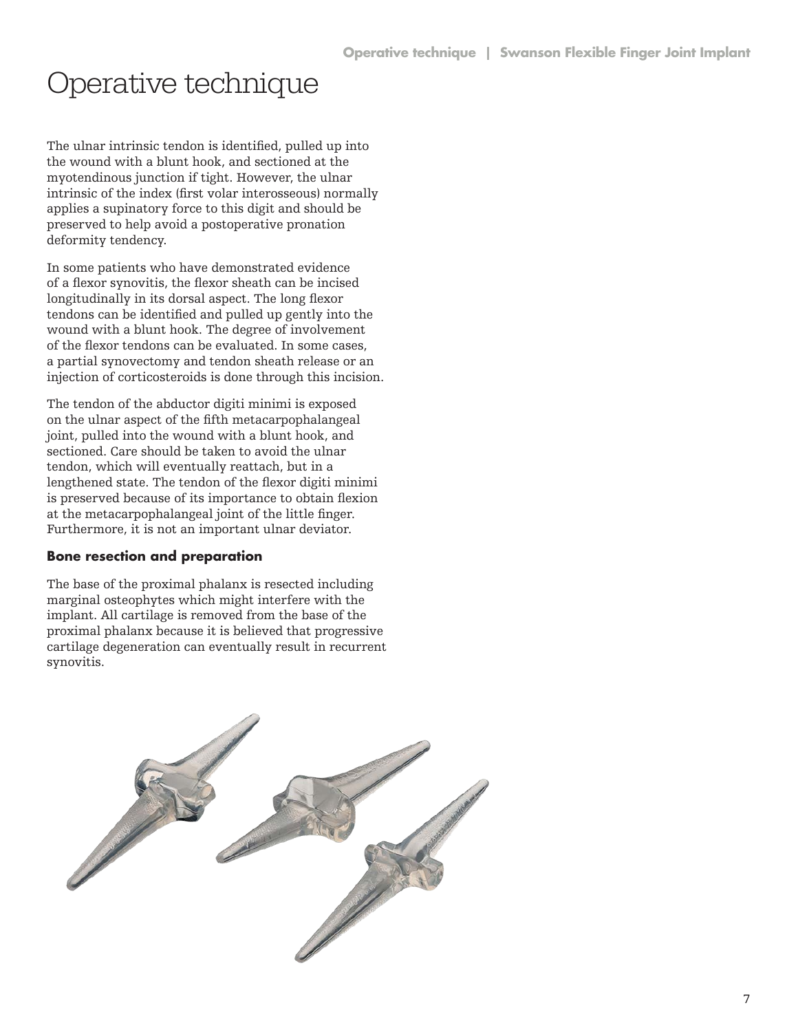# Operative technique

The ulnar intrinsic tendon is identified, pulled up into the wound with a blunt hook, and sectioned at the myotendinous junction if tight. However, the ulnar intrinsic of the index (first volar interosseous) normally applies a supinatory force to this digit and should be preserved to help avoid a postoperative pronation deformity tendency.

In some patients who have demonstrated evidence of a flexor synovitis, the flexor sheath can be incised longitudinally in its dorsal aspect. The long flexor tendons can be identified and pulled up gently into the wound with a blunt hook. The degree of involvement of the flexor tendons can be evaluated. In some cases, a partial synovectomy and tendon sheath release or an injection of corticosteroids is done through this incision.

The tendon of the abductor digiti minimi is exposed on the ulnar aspect of the fifth metacarpophalangeal joint, pulled into the wound with a blunt hook, and sectioned. Care should be taken to avoid the ulnar tendon, which will eventually reattach, but in a lengthened state. The tendon of the flexor digiti minimi is preserved because of its importance to obtain flexion at the metacarpophalangeal joint of the little finger. Furthermore, it is not an important ulnar deviator.

### Bone resection and preparation

The base of the proximal phalanx is resected including marginal osteophytes which might interfere with the implant. All cartilage is removed from the base of the proximal phalanx because it is believed that progressive cartilage degeneration can eventually result in recurrent synovitis.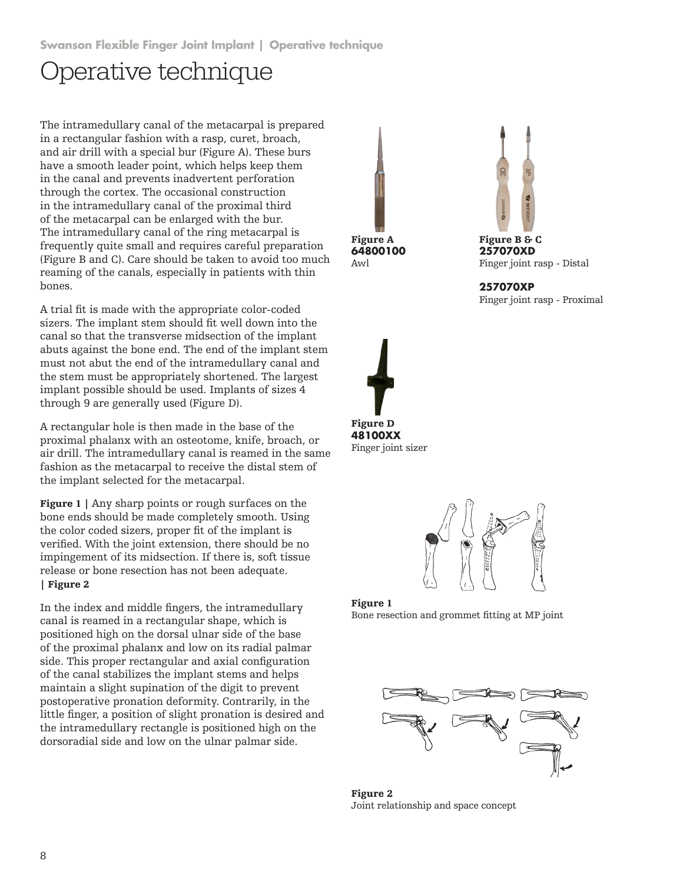# Operative technique

The intramedullary canal of the metacarpal is prepared in a rectangular fashion with a rasp, curet, broach, and air drill with a special bur (Figure A). These burs have a smooth leader point, which helps keep them in the canal and prevents inadvertent perforation through the cortex. The occasional construction in the intramedullary canal of the proximal third of the metacarpal can be enlarged with the bur. The intramedullary canal of the ring metacarpal is frequently quite small and requires careful preparation (Figure B and C). Care should be taken to avoid too much reaming of the canals, especially in patients with thin bones.

A trial fit is made with the appropriate color-coded sizers. The implant stem should fit well down into the canal so that the transverse midsection of the implant abuts against the bone end. The end of the implant stem must not abut the end of the intramedullary canal and the stem must be appropriately shortened. The largest implant possible should be used. Implants of sizes 4 through 9 are generally used (Figure D).

A rectangular hole is then made in the base of the proximal phalanx with an osteotome, knife, broach, or air drill. The intramedullary canal is reamed in the same fashion as the metacarpal to receive the distal stem of the implant selected for the metacarpal.

**Figure 1 |** Any sharp points or rough surfaces on the bone ends should be made completely smooth. Using the color coded sizers, proper fit of the implant is verified. With the joint extension, there should be no impingement of its midsection. If there is, soft tissue release or bone resection has not been adequate. **| Figure 2**

In the index and middle fingers, the intramedullary canal is reamed in a rectangular shape, which is positioned high on the dorsal ulnar side of the base of the proximal phalanx and low on its radial palmar side. This proper rectangular and axial configuration of the canal stabilizes the implant stems and helps maintain a slight supination of the digit to prevent postoperative pronation deformity. Contrarily, in the little finger, a position of slight pronation is desired and the intramedullary rectangle is positioned high on the dorsoradial side and low on the ulnar palmar side.

**Figure A**
**64800100**
Awl

**Figure B & C**
**257070XD**
Finger joint rasp - Distal

**257070XP**
Finger joint rasp - Proximal

**Figure D**
**48100XX**
Finger joint sizer

**Figure 1**
Bone resection and grommet fitting at MP joint

**Figure 2**
Joint relationship and space concept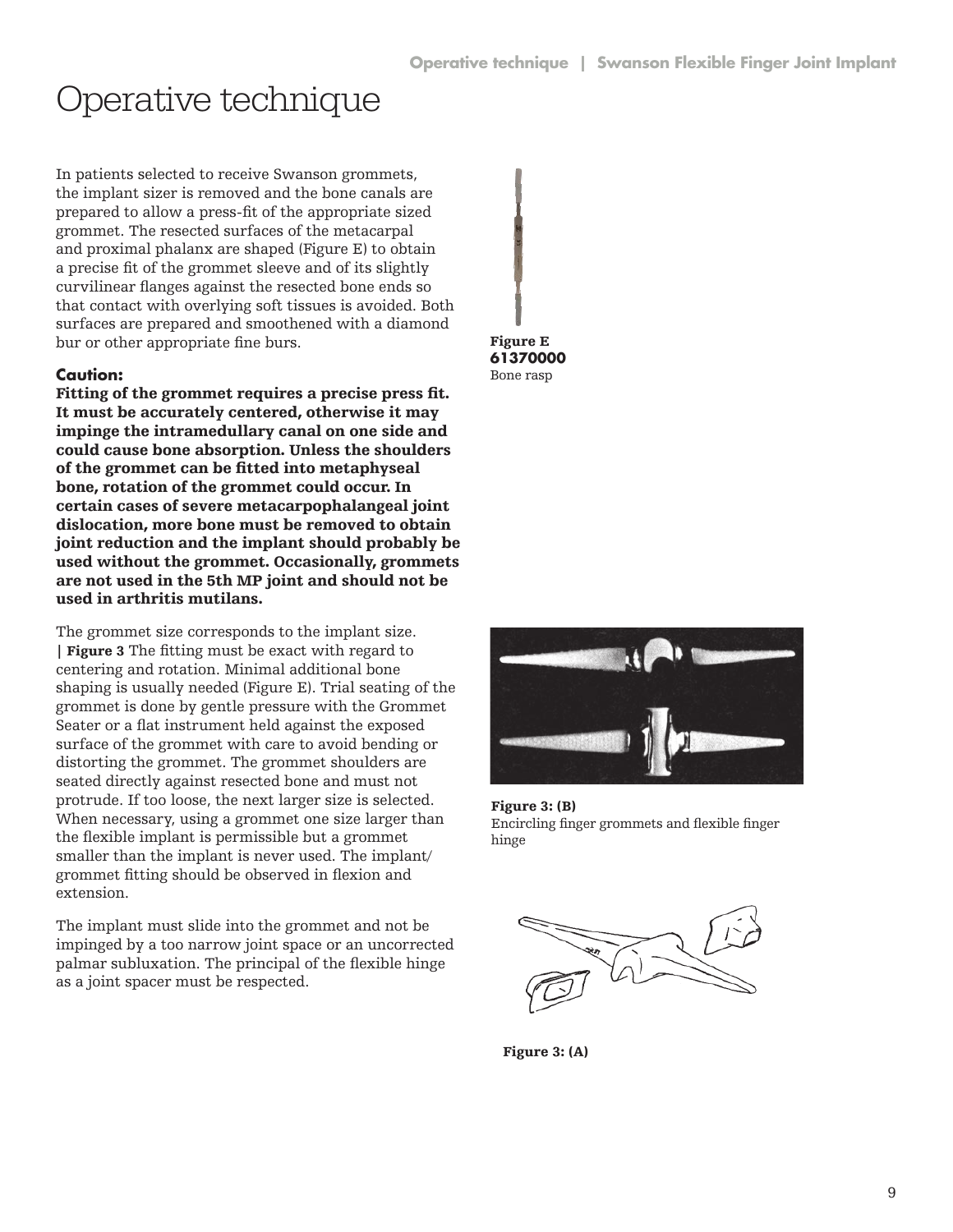# Operative technique

In patients selected to receive Swanson grommets, the implant sizer is removed and the bone canals are prepared to allow a press-fit of the appropriate sized grommet. The resected surfaces of the metacarpal and proximal phalanx are shaped (Figure E) to obtain a precise fit of the grommet sleeve and of its slightly curvilinear flanges against the resected bone ends so that contact with overlying soft tissues is avoided. Both surfaces are prepared and smoothened with a diamond bur or other appropriate fine burs.

**Caution:**
**Fitting of the grommet requires a precise press fit. It must be accurately centered, otherwise it may impinge the intramedullary canal on one side and could cause bone absorption. Unless the shoulders of the grommet can be fitted into metaphyseal bone, rotation of the grommet could occur. In certain cases of severe metacarpophalangeal joint dislocation, more bone must be removed to obtain joint reduction and the implant should probably be used without the grommet. Occasionally, grommets are not used in the 5th MP joint and should not be used in arthritis mutilans.**

The grommet size corresponds to the implant size. | **Figure 3** The fitting must be exact with regard to centering and rotation. Minimal additional bone shaping is usually needed (Figure E). Trial seating of the grommet is done by gentle pressure with the Grommet Seater or a flat instrument held against the exposed surface of the grommet with care to avoid bending or distorting the grommet. The grommet shoulders are seated directly against resected bone and must not protrude. If too loose, the next larger size is selected. When necessary, using a grommet one size larger than the flexible implant is permissible but a grommet smaller than the implant is never used. The implant/grommet fitting should be observed in flexion and extension.

The implant must slide into the grommet and not be impinged by a too narrow joint space or an uncorrected palmar subluxation. The principal of the flexible hinge as a joint spacer must be respected.

**Figure E**
**61370000**
Bone rasp

**Figure 3: (B)**
Encircling finger grommets and flexible finger hinge

**Figure 3: (A)**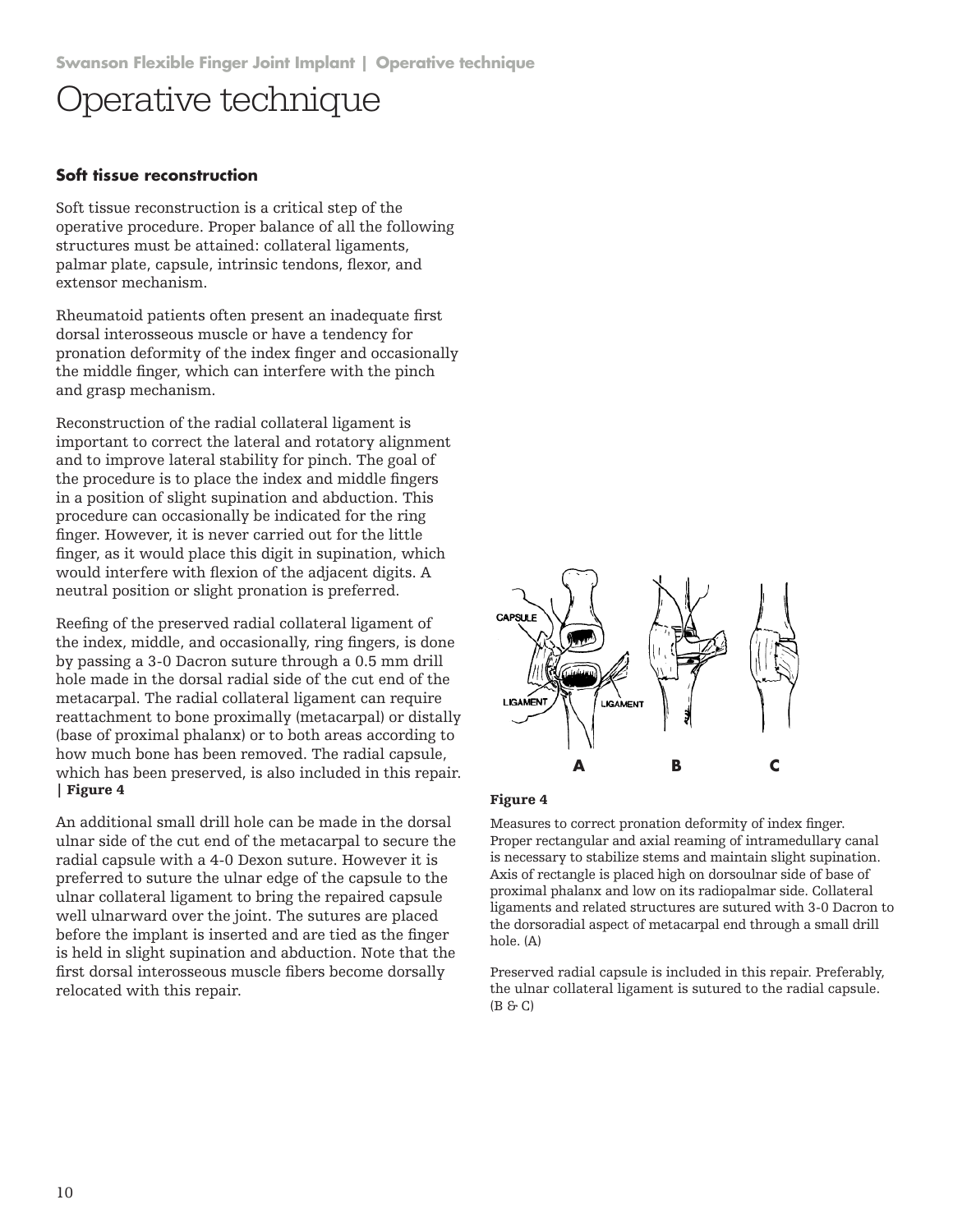# Operative technique

### Soft tissue reconstruction

Soft tissue reconstruction is a critical step of the operative procedure. Proper balance of all the following structures must be attained: collateral ligaments, palmar plate, capsule, intrinsic tendons, flexor, and extensor mechanism.

Rheumatoid patients often present an inadequate first dorsal interosseous muscle or have a tendency for pronation deformity of the index finger and occasionally the middle finger, which can interfere with the pinch and grasp mechanism.

Reconstruction of the radial collateral ligament is important to correct the lateral and rotatory alignment and to improve lateral stability for pinch. The goal of the procedure is to place the index and middle fingers in a position of slight supination and abduction. This procedure can occasionally be indicated for the ring finger. However, it is never carried out for the little finger, as it would place this digit in supination, which would interfere with flexion of the adjacent digits. A neutral position or slight pronation is preferred.

Reefing of the preserved radial collateral ligament of the index, middle, and occasionally, ring fingers, is done by passing a 3-0 Dacron suture through a 0.5 mm drill hole made in the dorsal radial side of the cut end of the metacarpal. The radial collateral ligament can require reattachment to bone proximally (metacarpal) or distally (base of proximal phalanx) or to both areas according to how much bone has been removed. The radial capsule, which has been preserved, is also included in this repair. **| Figure 4**

An additional small drill hole can be made in the dorsal ulnar side of the cut end of the metacarpal to secure the radial capsule with a 4-0 Dexon suture. However it is preferred to suture the ulnar edge of the capsule to the ulnar collateral ligament to bring the repaired capsule well ulnarward over the joint. The sutures are placed before the implant is inserted and are tied as the finger is held in slight supination and abduction. Note that the first dorsal interosseous muscle fibers become dorsally relocated with this repair.

**Figure 4**

Measures to correct pronation deformity of index finger. Proper rectangular and axial reaming of intramedullary canal is necessary to stabilize stems and maintain slight supination. Axis of rectangle is placed high on dorsoulnar side of base of proximal phalanx and low on its radiopalmar side. Collateral ligaments and related structures are sutured with 3-0 Dacron to the dorsoradial aspect of metacarpal end through a small drill hole. (A)

Preserved radial capsule is included in this repair. Preferably, the ulnar collateral ligament is sutured to the radial capsule. (B & C)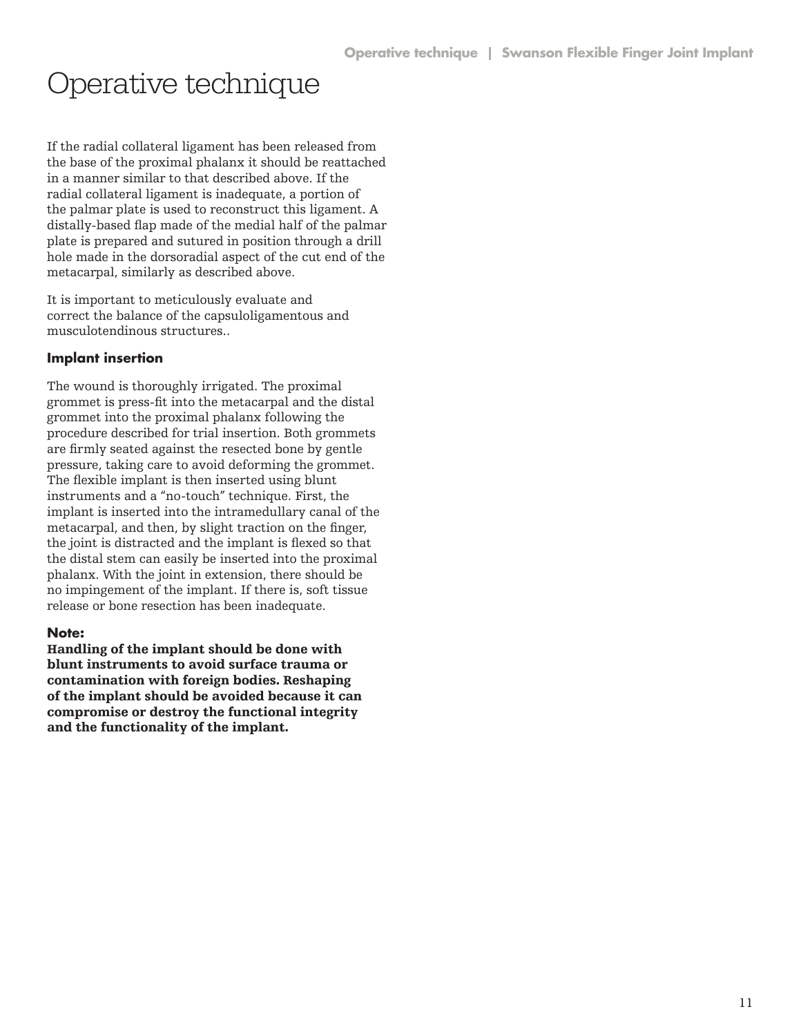# Operative technique

If the radial collateral ligament has been released from the base of the proximal phalanx it should be reattached in a manner similar to that described above. If the radial collateral ligament is inadequate, a portion of the palmar plate is used to reconstruct this ligament. A distally-based flap made of the medial half of the palmar plate is prepared and sutured in position through a drill hole made in the dorsoradial aspect of the cut end of the metacarpal, similarly as described above.

It is important to meticulously evaluate and correct the balance of the capsuloligamentous and musculotendinous structures..

### Implant insertion

The wound is thoroughly irrigated. The proximal grommet is press-fit into the metacarpal and the distal grommet into the proximal phalanx following the procedure described for trial insertion. Both grommets are firmly seated against the resected bone by gentle pressure, taking care to avoid deforming the grommet. The flexible implant is then inserted using blunt instruments and a "no-touch" technique. First, the implant is inserted into the intramedullary canal of the metacarpal, and then, by slight traction on the finger, the joint is distracted and the implant is flexed so that the distal stem can easily be inserted into the proximal phalanx. With the joint in extension, there should be no impingement of the implant. If there is, soft tissue release or bone resection has been inadequate.

**Note:**
**Handling of the implant should be done with blunt instruments to avoid surface trauma or contamination with foreign bodies. Reshaping of the implant should be avoided because it can compromise or destroy the functional integrity and the functionality of the implant.**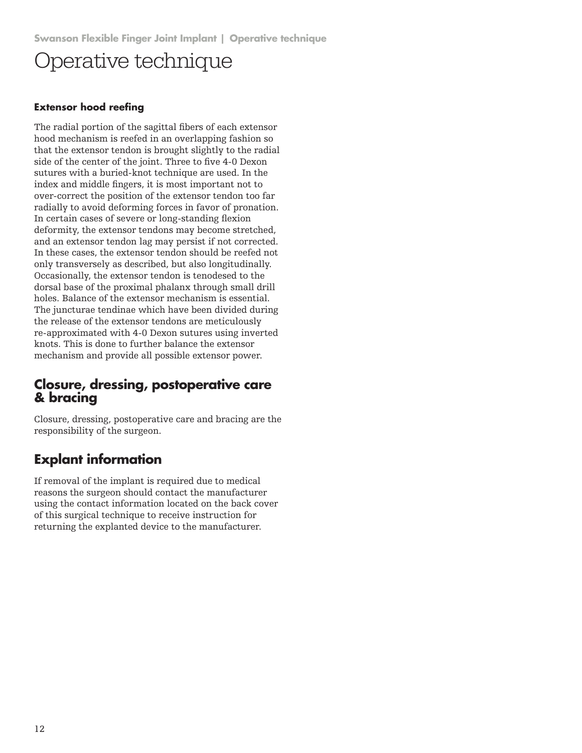# Operative technique

### Extensor hood reefing

The radial portion of the sagittal fibers of each extensor hood mechanism is reefed in an overlapping fashion so that the extensor tendon is brought slightly to the radial side of the center of the joint. Three to five 4-0 Dexon sutures with a buried-knot technique are used. In the index and middle fingers, it is most important not to over-correct the position of the extensor tendon too far radially to avoid deforming forces in favor of pronation. In certain cases of severe or long-standing flexion deformity, the extensor tendons may become stretched, and an extensor tendon lag may persist if not corrected. In these cases, the extensor tendon should be reefed not only transversely as described, but also longitudinally. Occasionally, the extensor tendon is tenodesed to the dorsal base of the proximal phalanx through small drill holes. Balance of the extensor mechanism is essential. The juncturae tendinae which have been divided during the release of the extensor tendons are meticulously re-approximated with 4-0 Dexon sutures using inverted knots. This is done to further balance the extensor mechanism and provide all possible extensor power.

## Closure, dressing, postoperative care & bracing

Closure, dressing, postoperative care and bracing are the responsibility of the surgeon.

## Explant information

If removal of the implant is required due to medical reasons the surgeon should contact the manufacturer using the contact information located on the back cover of this surgical technique to receive instruction for returning the explanted device to the manufacturer.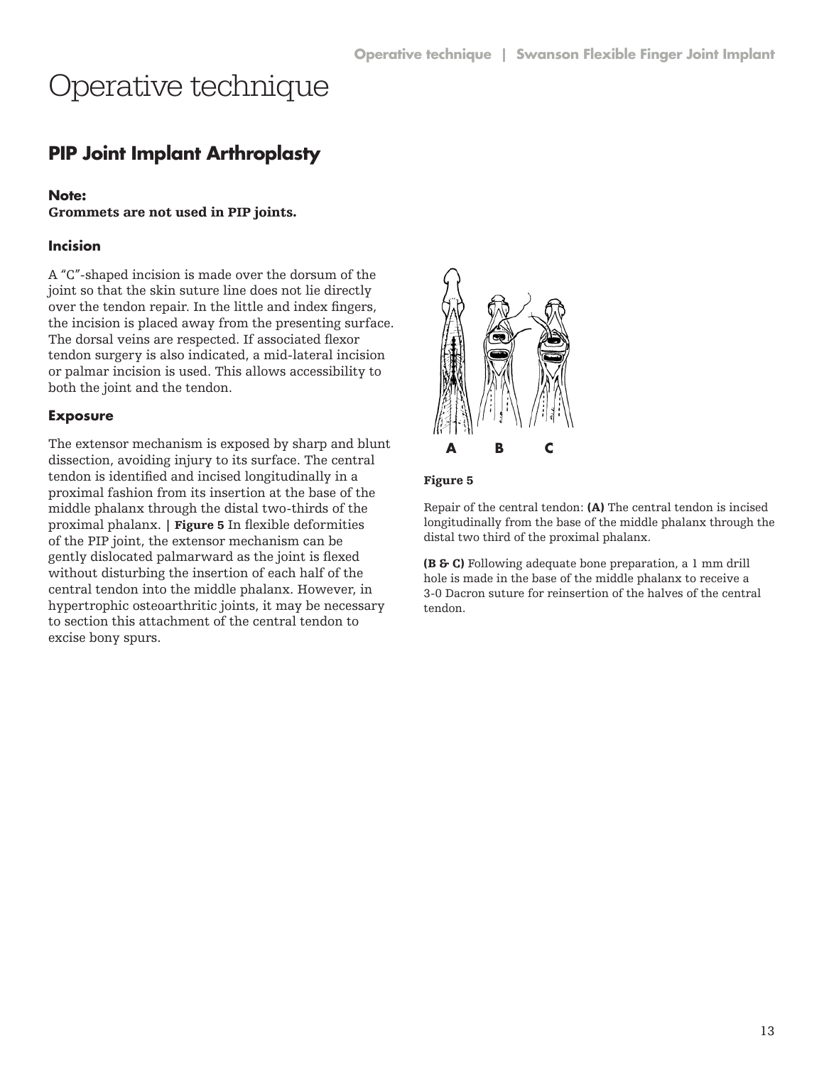# Operative technique

## PIP Joint Implant Arthroplasty

**Note:**
**Grommets are not used in PIP joints.**

### Incision

A "C"-shaped incision is made over the dorsum of the joint so that the skin suture line does not lie directly over the tendon repair. In the little and index fingers, the incision is placed away from the presenting surface. The dorsal veins are respected. If associated flexor tendon surgery is also indicated, a mid-lateral incision or palmar incision is used. This allows accessibility to both the joint and the tendon.

### Exposure

The extensor mechanism is exposed by sharp and blunt dissection, avoiding injury to its surface. The central tendon is identified and incised longitudinally in a proximal fashion from its insertion at the base of the middle phalanx through the distal two-thirds of the proximal phalanx. | **Figure 5** In flexible deformities of the PIP joint, the extensor mechanism can be gently dislocated palmarward as the joint is flexed without disturbing the insertion of each half of the central tendon into the middle phalanx. However, in hypertrophic osteoarthritic joints, it may be necessary to section this attachment of the central tendon to excise bony spurs.

**A B C**

**Figure 5**

Repair of the central tendon: **(A)** The central tendon is incised longitudinally from the base of the middle phalanx through the distal two third of the proximal phalanx.

**(B & C)** Following adequate bone preparation, a 1 mm drill hole is made in the base of the middle phalanx to receive a 3-0 Dacron suture for reinsertion of the halves of the central tendon.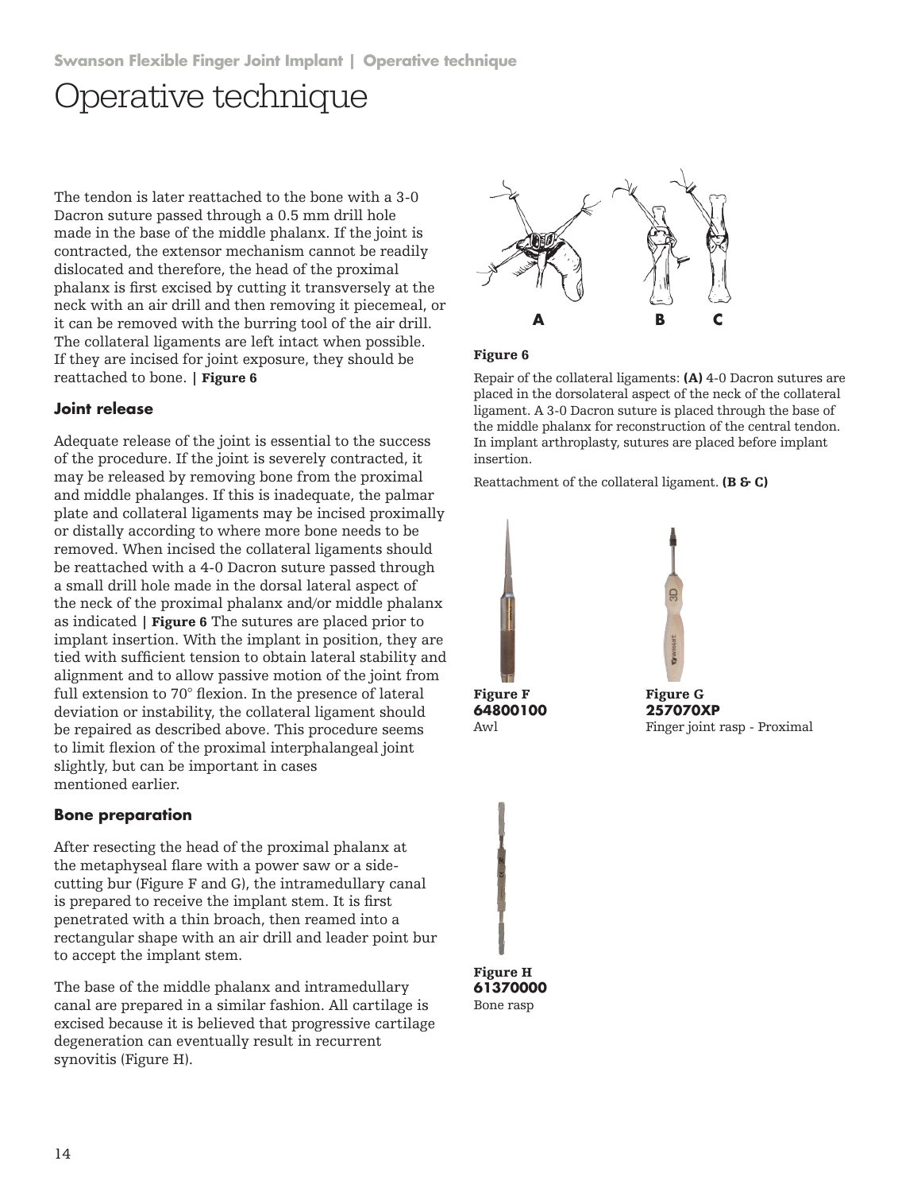# Operative technique

The tendon is later reattached to the bone with a 3-0 Dacron suture passed through a 0.5 mm drill hole made in the base of the middle phalanx. If the joint is contracted, the extensor mechanism cannot be readily dislocated and therefore, the head of the proximal phalanx is first excised by cutting it transversely at the neck with an air drill and then removing it piecemeal, or it can be removed with the burring tool of the air drill. The collateral ligaments are left intact when possible. If they are incised for joint exposure, they should be reattached to bone. | **Figure 6**

### Joint release

Adequate release of the joint is essential to the success of the procedure. If the joint is severely contracted, it may be released by removing bone from the proximal and middle phalanges. If this is inadequate, the palmar plate and collateral ligaments may be incised proximally or distally according to where more bone needs to be removed. When incised the collateral ligaments should be reattached with a 4-0 Dacron suture passed through a small drill hole made in the dorsal lateral aspect of the neck of the proximal phalanx and/or middle phalanx as indicated | **Figure 6** The sutures are placed prior to implant insertion. With the implant in position, they are tied with sufficient tension to obtain lateral stability and alignment and to allow passive motion of the joint from full extension to 70° flexion. In the presence of lateral deviation or instability, the collateral ligament should be repaired as described above. This procedure seems to limit flexion of the proximal interphalangeal joint slightly, but can be important in cases mentioned earlier.

### Bone preparation

After resecting the head of the proximal phalanx at the metaphyseal flare with a power saw or a side-cutting bur (Figure F and G), the intramedullary canal is prepared to receive the implant stem. It is first penetrated with a thin broach, then reamed into a rectangular shape with an air drill and leader point bur to accept the implant stem.

The base of the middle phalanx and intramedullary canal are prepared in a similar fashion. All cartilage is excised because it is believed that progressive cartilage degeneration can eventually result in recurrent synovitis (Figure H).

A B C

**Figure 6**

Repair of the collateral ligaments: **(A)** 4-0 Dacron sutures are placed in the dorsolateral aspect of the neck of the collateral ligament. A 3-0 Dacron suture is placed through the base of the middle phalanx for reconstruction of the central tendon. In implant arthroplasty, sutures are placed before implant insertion.

Reattachment of the collateral ligament. **(B & C)**

**Figure F**
**64800100**
Awl

**Figure G**
**257070XP**
Finger joint rasp - Proximal

**Figure H**
**61370000**
Bone rasp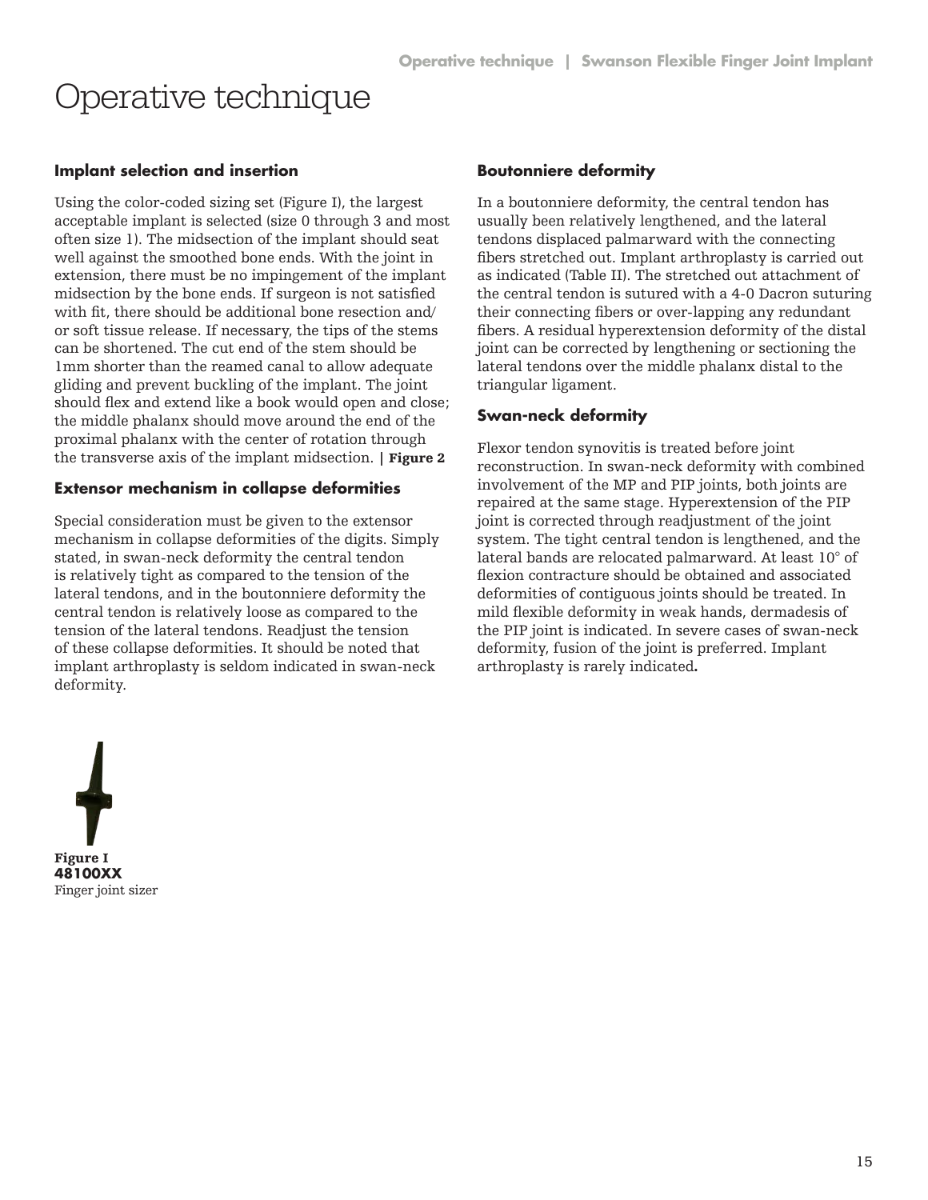# Operative technique

### Implant selection and insertion

Using the color-coded sizing set (Figure I), the largest acceptable implant is selected (size 0 through 3 and most often size 1). The midsection of the implant should seat well against the smoothed bone ends. With the joint in extension, there must be no impingement of the implant midsection by the bone ends. If surgeon is not satisfied with fit, there should be additional bone resection and/or soft tissue release. If necessary, the tips of the stems can be shortened. The cut end of the stem should be 1mm shorter than the reamed canal to allow adequate gliding and prevent buckling of the implant. The joint should flex and extend like a book would open and close; the middle phalanx should move around the end of the proximal phalanx with the center of rotation through the transverse axis of the implant midsection. | **Figure 2**

### Extensor mechanism in collapse deformities

Special consideration must be given to the extensor mechanism in collapse deformities of the digits. Simply stated, in swan-neck deformity the central tendon is relatively tight as compared to the tension of the lateral tendons, and in the boutonniere deformity the central tendon is relatively loose as compared to the tension of the lateral tendons. Readjust the tension of these collapse deformities. It should be noted that implant arthroplasty is seldom indicated in swan-neck deformity.

### Boutonniere deformity

In a boutonniere deformity, the central tendon has usually been relatively lengthened, and the lateral tendons displaced palmarward with the connecting fibers stretched out. Implant arthroplasty is carried out as indicated (Table II). The stretched out attachment of the central tendon is sutured with a 4-0 Dacron suturing their connecting fibers or over-lapping any redundant fibers. A residual hyperextension deformity of the distal joint can be corrected by lengthening or sectioning the lateral tendons over the middle phalanx distal to the triangular ligament.

### Swan-neck deformity

Flexor tendon synovitis is treated before joint reconstruction. In swan-neck deformity with combined involvement of the MP and PIP joints, both joints are repaired at the same stage. Hyperextension of the PIP joint is corrected through readjustment of the joint system. The tight central tendon is lengthened, and the lateral bands are relocated palmarward. At least 10° of flexion contracture should be obtained and associated deformities of contiguous joints should be treated. In mild flexible deformity in weak hands, dermadesis of the PIP joint is indicated. In severe cases of swan-neck deformity, fusion of the joint is preferred. Implant arthroplasty is rarely indicated.

**Figure I**
**48100XX**
Finger joint sizer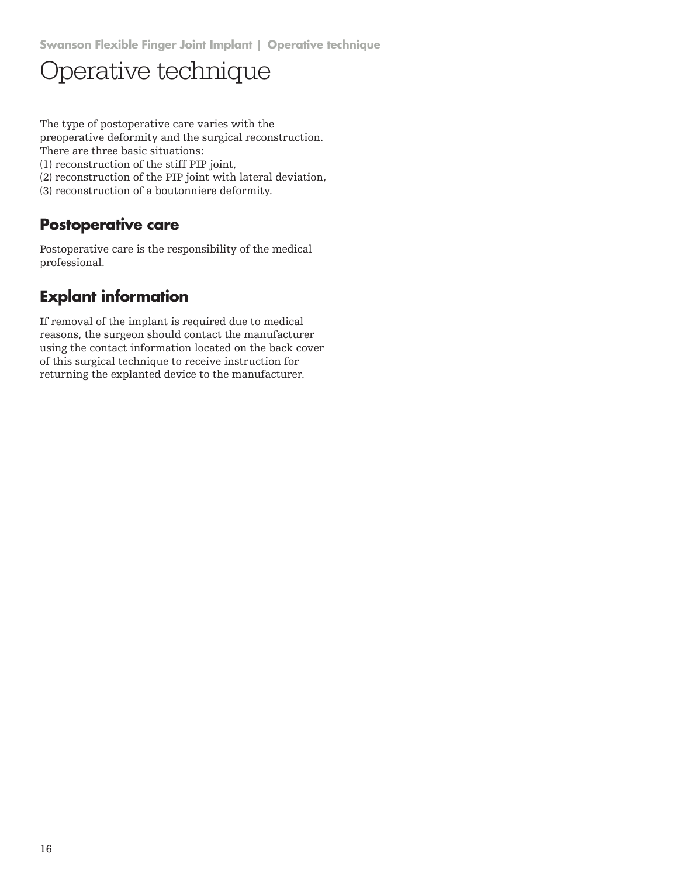# Operative technique

The type of postoperative care varies with the preoperative deformity and the surgical reconstruction. There are three basic situations:
(1) reconstruction of the stiff PIP joint,
(2) reconstruction of the PIP joint with lateral deviation,
(3) reconstruction of a boutonniere deformity.

## Postoperative care

Postoperative care is the responsibility of the medical professional.

## Explant information

If removal of the implant is required due to medical reasons, the surgeon should contact the manufacturer using the contact information located on the back cover of this surgical technique to receive instruction for returning the explanted device to the manufacturer.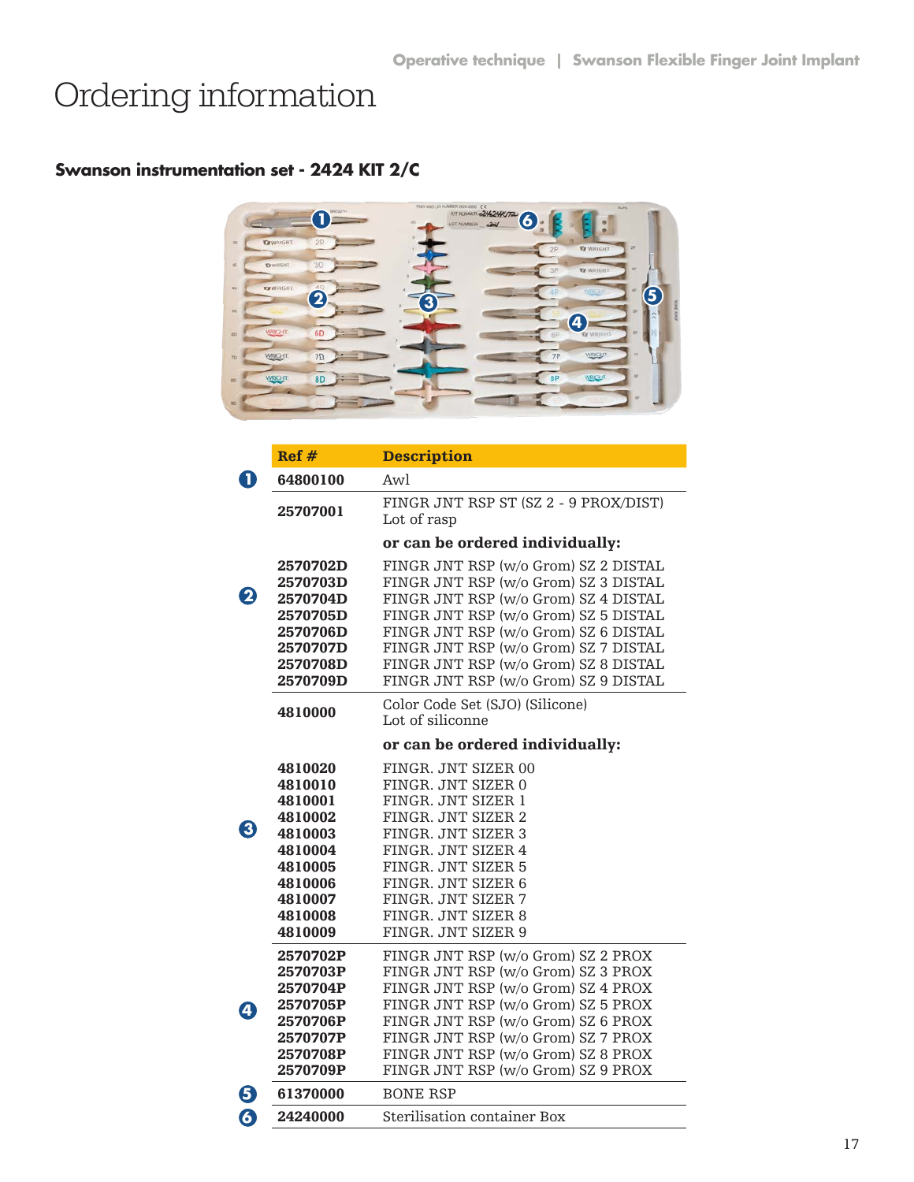# Ordering information

**Swanson instrumentation set - 2424 KIT 2/C**

| | Ref # | Description |
|---|---|---|
| 1 | **64800100** | Awl |
| | **25707001** | FINGR JNT RSP ST (SZ 2 - 9 PROX/DIST)<br>Lot of rasp |
| | | **or can be ordered individually:** |
| 2 | **2570702D**<br>**2570703D**<br>**2570704D**<br>**2570705D**<br>**2570706D**<br>**2570707D**<br>**2570708D**<br>**2570709D** | FINGR JNT RSP (w/o Grom) SZ 2 DISTAL<br>FINGR JNT RSP (w/o Grom) SZ 3 DISTAL<br>FINGR JNT RSP (w/o Grom) SZ 4 DISTAL<br>FINGR JNT RSP (w/o Grom) SZ 5 DISTAL<br>FINGR JNT RSP (w/o Grom) SZ 6 DISTAL<br>FINGR JNT RSP (w/o Grom) SZ 7 DISTAL<br>FINGR JNT RSP (w/o Grom) SZ 8 DISTAL<br>FINGR JNT RSP (w/o Grom) SZ 9 DISTAL |
| | **4810000** | Color Code Set (SJO) (Silicone)<br>Lot of siliconne |
| | | **or can be ordered individually:** |
| 3 | **4810020**<br>**4810010**<br>**4810001**<br>**4810002**<br>**4810003**<br>**4810004**<br>**4810005**<br>**4810006**<br>**4810007**<br>**4810008**<br>**4810009** | FINGR. JNT SIZER 00<br>FINGR. JNT SIZER 0<br>FINGR. JNT SIZER 1<br>FINGR. JNT SIZER 2<br>FINGR. JNT SIZER 3<br>FINGR. JNT SIZER 4<br>FINGR. JNT SIZER 5<br>FINGR. JNT SIZER 6<br>FINGR. JNT SIZER 7<br>FINGR. JNT SIZER 8<br>FINGR. JNT SIZER 9 |
| 4 | **2570702P**<br>**2570703P**<br>**2570704P**<br>**2570705P**<br>**2570706P**<br>**2570707P**<br>**2570708P**<br>**2570709P** | FINGR JNT RSP (w/o Grom) SZ 2 PROX<br>FINGR JNT RSP (w/o Grom) SZ 3 PROX<br>FINGR JNT RSP (w/o Grom) SZ 4 PROX<br>FINGR JNT RSP (w/o Grom) SZ 5 PROX<br>FINGR JNT RSP (w/o Grom) SZ 6 PROX<br>FINGR JNT RSP (w/o Grom) SZ 7 PROX<br>FINGR JNT RSP (w/o Grom) SZ 8 PROX<br>FINGR JNT RSP (w/o Grom) SZ 9 PROX |
| 5 | **61370000** | BONE RSP |
| 6 | **24240000** | Sterilisation container Box |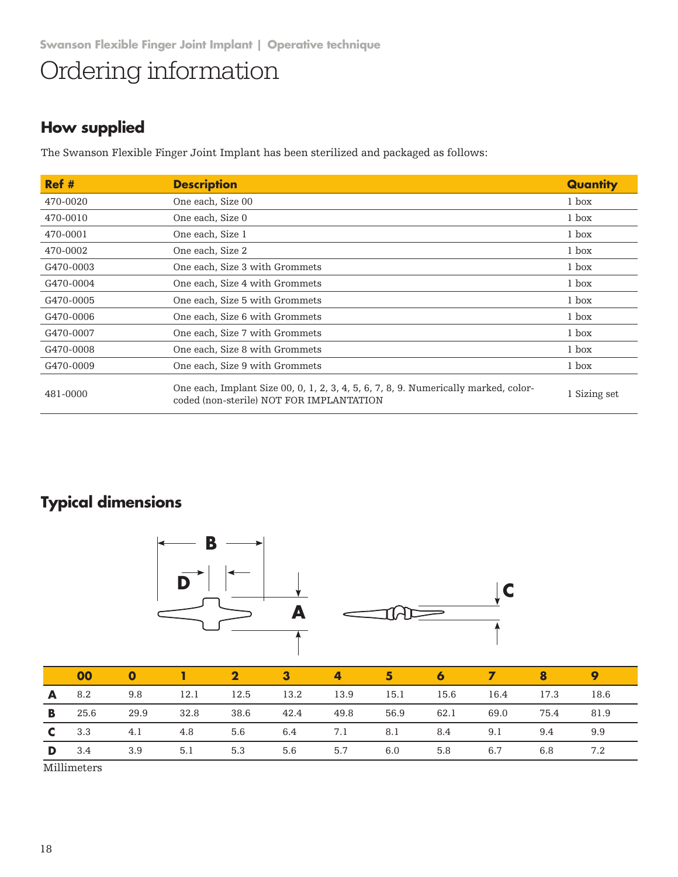# Ordering information

## How supplied

The Swanson Flexible Finger Joint Implant has been sterilized and packaged as follows:

| Ref # | Description | Quantity |
|---|---|---|
| 470-0020 | One each, Size 00 | 1 box |
| 470-0010 | One each, Size 0 | 1 box |
| 470-0001 | One each, Size 1 | 1 box |
| 470-0002 | One each, Size 2 | 1 box |
| G470-0003 | One each, Size 3 with Grommets | 1 box |
| G470-0004 | One each, Size 4 with Grommets | 1 box |
| G470-0005 | One each, Size 5 with Grommets | 1 box |
| G470-0006 | One each, Size 6 with Grommets | 1 box |
| G470-0007 | One each, Size 7 with Grommets | 1 box |
| G470-0008 | One each, Size 8 with Grommets | 1 box |
| G470-0009 | One each, Size 9 with Grommets | 1 box |
| 481-0000 | One each, Implant Size 00, 0, 1, 2, 3, 4, 5, 6, 7, 8, 9. Numerically marked, color-coded (non-sterile) NOT FOR IMPLANTATION | 1 Sizing set |

## Typical dimensions

| | 00 | 0 | 1 | 2 | 3 | 4 | 5 | 6 | 7 | 8 | 9 |
|---|---|---|---|---|---|---|---|---|---|---|---|
| **A** | 8.2 | 9.8 | 12.1 | 12.5 | 13.2 | 13.9 | 15.1 | 15.6 | 16.4 | 17.3 | 18.6 |
| **B** | 25.6 | 29.9 | 32.8 | 38.6 | 42.4 | 49.8 | 56.9 | 62.1 | 69.0 | 75.4 | 81.9 |
| **C** | 3.3 | 4.1 | 4.8 | 5.6 | 6.4 | 7.1 | 8.1 | 8.4 | 9.1 | 9.4 | 9.9 |
| **D** | 3.4 | 3.9 | 5.1 | 5.3 | 5.6 | 5.7 | 6.0 | 5.8 | 6.7 | 6.8 | 7.2 |

Millimeters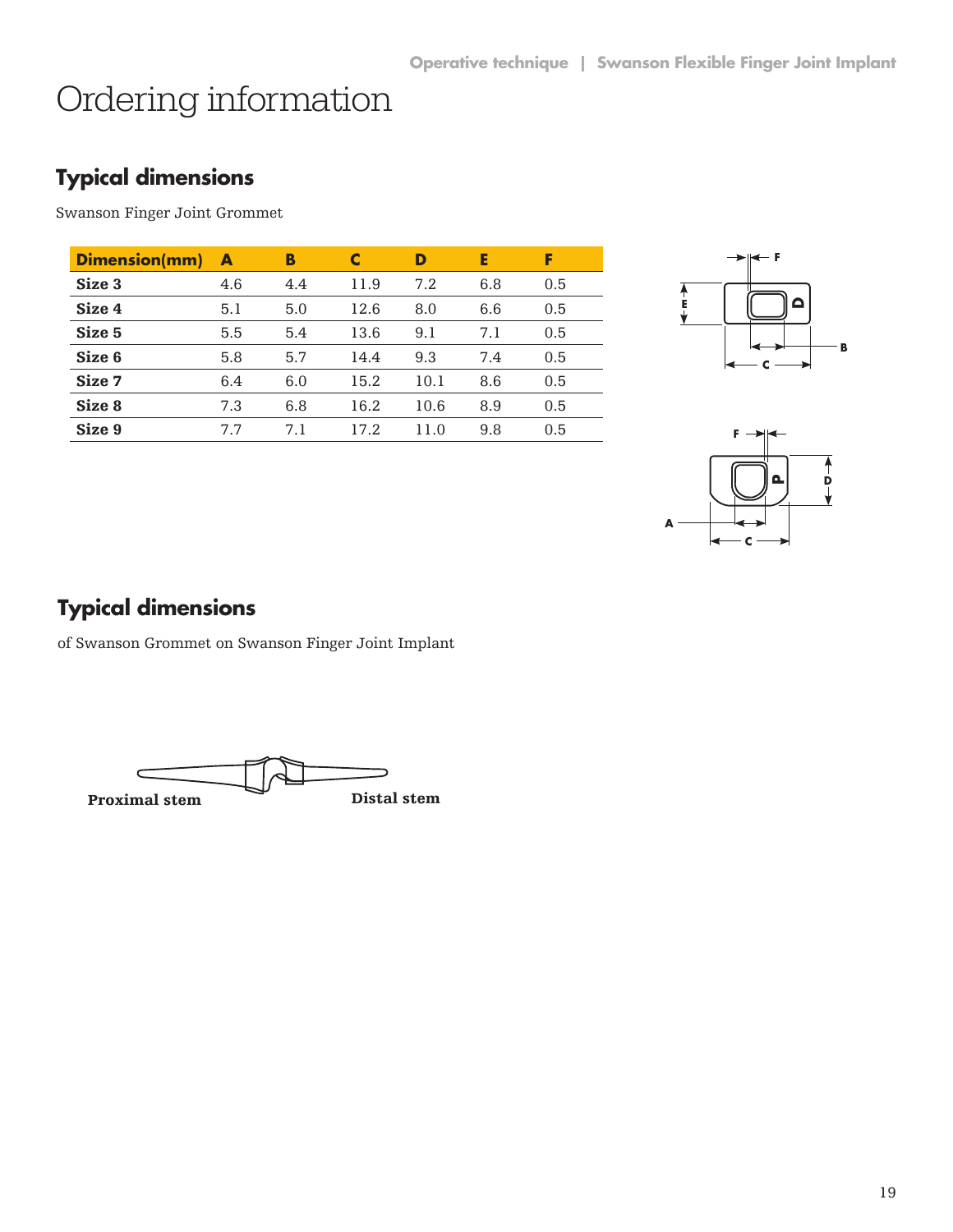# Ordering information

## Typical dimensions

Swanson Finger Joint Grommet

| Dimension(mm) | A | B | C | D | E | F |
|---|---|---|---|---|---|---|
| **Size 3** | 4.6 | 4.4 | 11.9 | 7.2 | 6.8 | 0.5 |
| **Size 4** | 5.1 | 5.0 | 12.6 | 8.0 | 6.6 | 0.5 |
| **Size 5** | 5.5 | 5.4 | 13.6 | 9.1 | 7.1 | 0.5 |
| **Size 6** | 5.8 | 5.7 | 14.4 | 9.3 | 7.4 | 0.5 |
| **Size 7** | 6.4 | 6.0 | 15.2 | 10.1 | 8.6 | 0.5 |
| **Size 8** | 7.3 | 6.8 | 16.2 | 10.6 | 8.9 | 0.5 |
| **Size 9** | 7.7 | 7.1 | 17.2 | 11.0 | 9.8 | 0.5 |

## Typical dimensions

of Swanson Grommet on Swanson Finger Joint Implant

**Proximal stem** **Distal stem**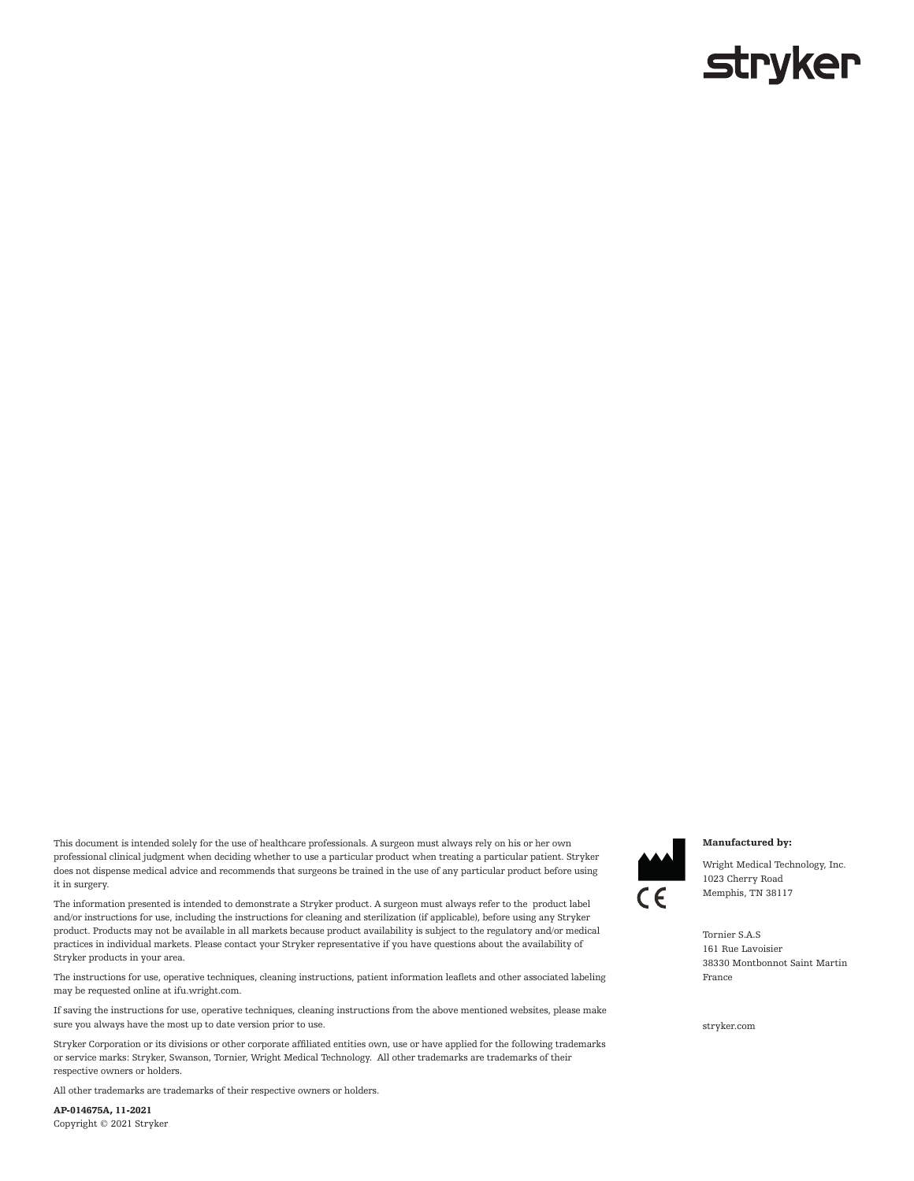stryker

This document is intended solely for the use of healthcare professionals. A surgeon must always rely on his or her own professional clinical judgment when deciding whether to use a particular product when treating a particular patient. Stryker does not dispense medical advice and recommends that surgeons be trained in the use of any particular product before using it in surgery.

The information presented is intended to demonstrate a Stryker product. A surgeon must always refer to the product label and/or instructions for use, including the instructions for cleaning and sterilization (if applicable), before using any Stryker product. Products may not be available in all markets because product availability is subject to the regulatory and/or medical practices in individual markets. Please contact your Stryker representative if you have questions about the availability of Stryker products in your area.

The instructions for use, operative techniques, cleaning instructions, patient information leaflets and other associated labeling may be requested online at ifu.wright.com.

If saving the instructions for use, operative techniques, cleaning instructions from the above mentioned websites, please make sure you always have the most up to date version prior to use.

Stryker Corporation or its divisions or other corporate affiliated entities own, use or have applied for the following trademarks or service marks: Stryker, Swanson, Tornier, Wright Medical Technology. All other trademarks are trademarks of their respective owners or holders.

All other trademarks are trademarks of their respective owners or holders.

**AP-014675A, 11-2021**
Copyright © 2021 Stryker

**Manufactured by:**

Wright Medical Technology, Inc.
1023 Cherry Road
Memphis, TN 38117

Tornier S.A.S
161 Rue Lavoisier
38330 Montbonnot Saint Martin
France

stryker.com